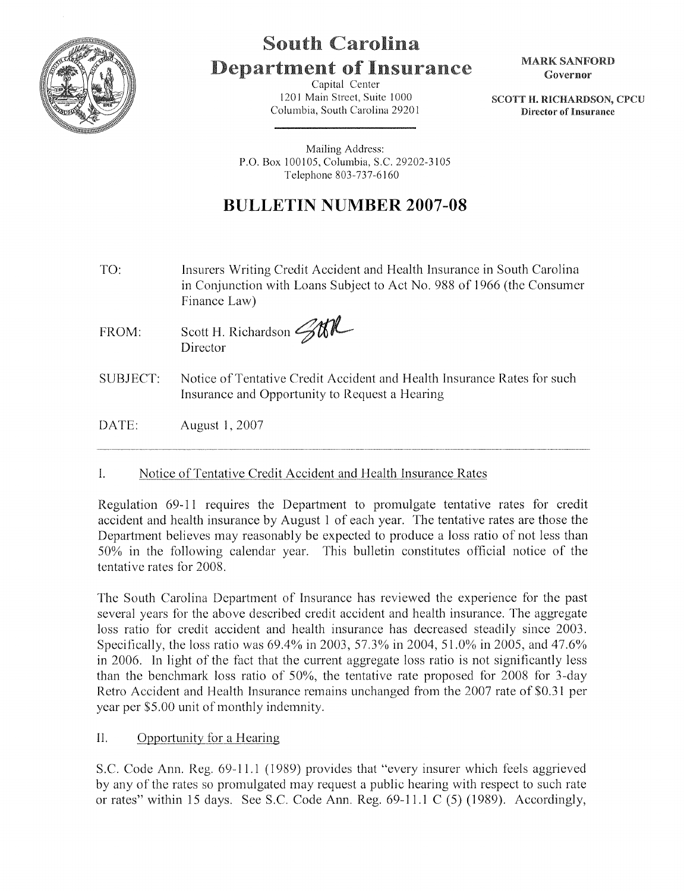# South Carolina
# Department of Insurance

Capital Center
1201 Main Street, Suite 1000
Columbia, South Carolina 29201

**MARK SANFORD**
**Governor**

**SCOTT H. RICHARDSON, CPCU**
**Director of Insurance**

Mailing Address:
P.O. Box 100105, Columbia, S.C. 29202-3105
Telephone 803-737-6160

## BULLETIN NUMBER 2007-08

TO: Insurers Writing Credit Accident and Health Insurance in South Carolina in Conjunction with Loans Subject to Act No. 988 of 1966 (the Consumer Finance Law)

FROM: Scott H. Richardson
Director

SUBJECT: Notice of Tentative Credit Accident and Health Insurance Rates for such Insurance and Opportunity to Request a Hearing

DATE: August 1, 2007

---

I. Notice of Tentative Credit Accident and Health Insurance Rates

Regulation 69-11 requires the Department to promulgate tentative rates for credit accident and health insurance by August 1 of each year. The tentative rates are those the Department believes may reasonably be expected to produce a loss ratio of not less than 50% in the following calendar year. This bulletin constitutes official notice of the tentative rates for 2008.

The South Carolina Department of Insurance has reviewed the experience for the past several years for the above described credit accident and health insurance. The aggregate loss ratio for credit accident and health insurance has decreased steadily since 2003. Specifically, the loss ratio was 69.4% in 2003, 57.3% in 2004, 51.0% in 2005, and 47.6% in 2006. In light of the fact that the current aggregate loss ratio is not significantly less than the benchmark loss ratio of 50%, the tentative rate proposed for 2008 for 3-day Retro Accident and Health Insurance remains unchanged from the 2007 rate of $0.31 per year per $5.00 unit of monthly indemnity.

II. Opportunity for a Hearing

S.C. Code Ann. Reg. 69-11.1 (1989) provides that "every insurer which feels aggrieved by any of the rates so promulgated may request a public hearing with respect to such rate or rates" within 15 days. See S.C. Code Ann. Reg. 69-11.1 C (5) (1989). Accordingly,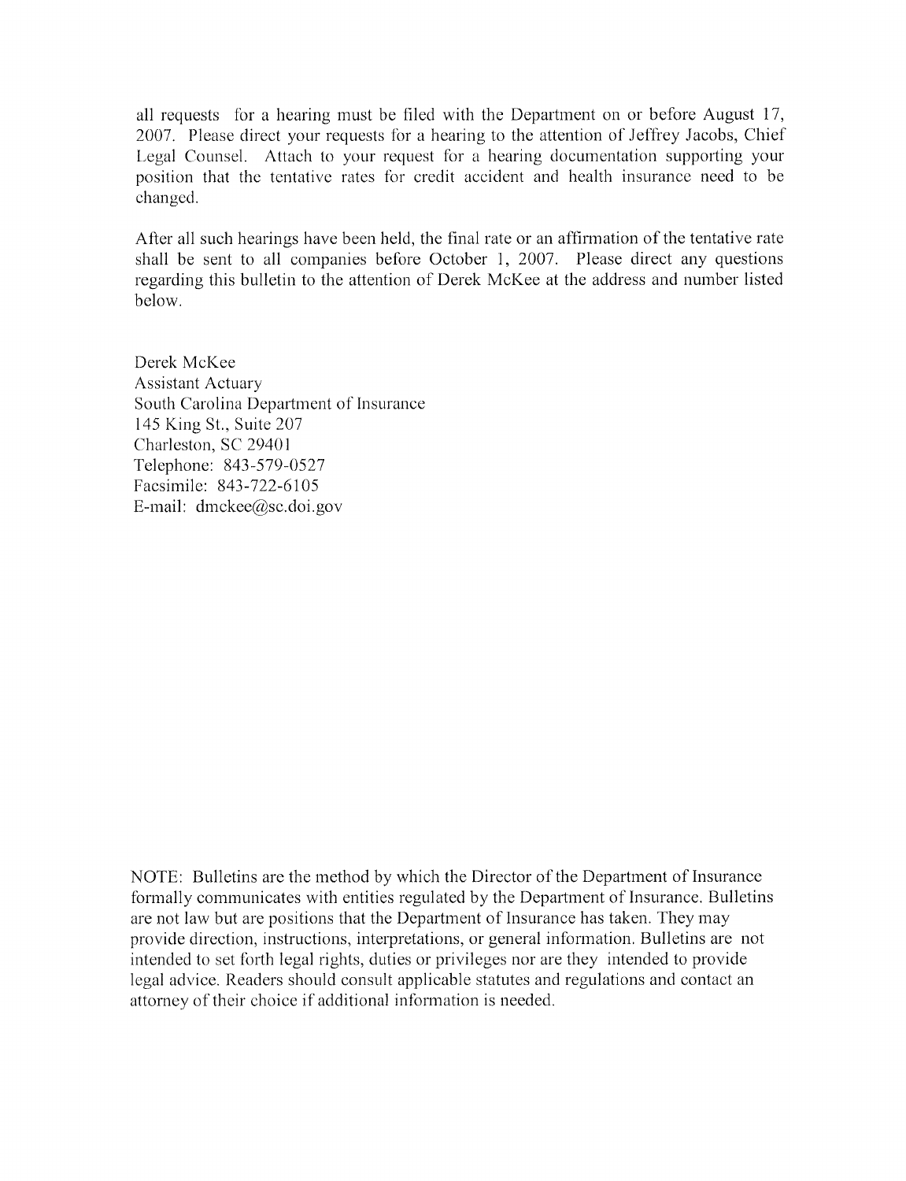all requests for a hearing must be filed with the Department on or before August 17, 2007. Please direct your requests for a hearing to the attention of Jeffrey Jacobs, Chief Legal Counsel. Attach to your request for a hearing documentation supporting your position that the tentative rates for credit accident and health insurance need to be changed.

After all such hearings have been held, the final rate or an affirmation of the tentative rate shall be sent to all companies before October 1, 2007. Please direct any questions regarding this bulletin to the attention of Derek McKee at the address and number listed below.

Derek McKee  
Assistant Actuary  
South Carolina Department of Insurance  
145 King St., Suite 207  
Charleston, SC 29401  
Telephone: 843-579-0527  
Facsimile: 843-722-6105  
E-mail: dmckee@sc.doi.gov

NOTE: Bulletins are the method by which the Director of the Department of Insurance formally communicates with entities regulated by the Department of Insurance. Bulletins are not law but are positions that the Department of Insurance has taken. They may provide direction, instructions, interpretations, or general information. Bulletins are not intended to set forth legal rights, duties or privileges nor are they intended to provide legal advice. Readers should consult applicable statutes and regulations and contact an attorney of their choice if additional information is needed.